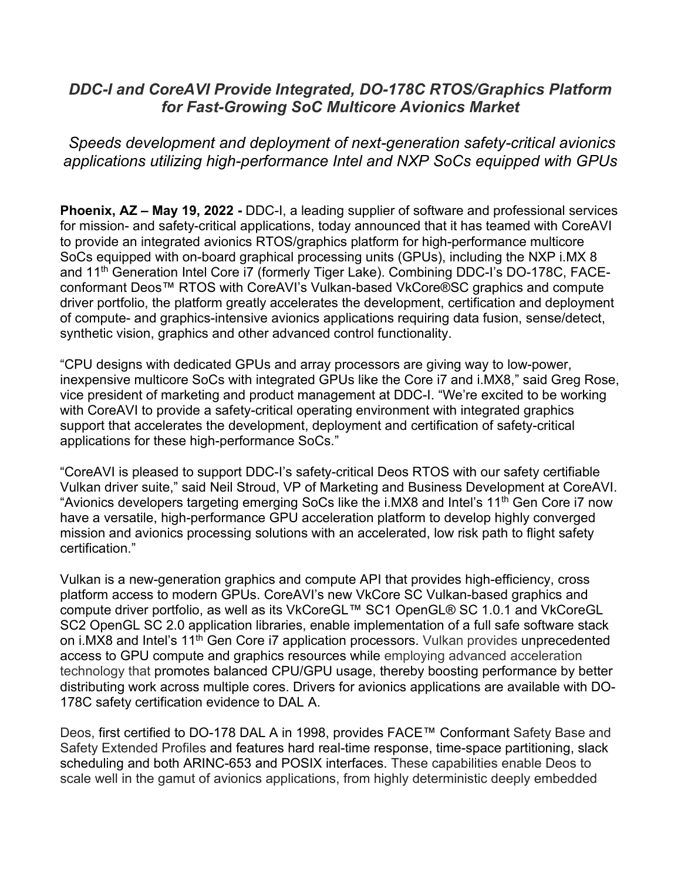# *DDC-I and CoreAVI Provide Integrated, DO-178C RTOS/Graphics Platform for Fast-Growing SoC Multicore Avionics Market*

## *Speeds development and deployment of next-generation safety-critical avionics applications utilizing high-performance Intel and NXP SoCs equipped with GPUs*

**Phoenix, AZ – May 19, 2022 -** DDC-I, a leading supplier of software and professional services for mission- and safety-critical applications, today announced that it has teamed with CoreAVI to provide an integrated avionics RTOS/graphics platform for high-performance multicore SoCs equipped with on-board graphical processing units (GPUs), including the NXP i.MX 8 and 11th Generation Intel Core i7 (formerly Tiger Lake). Combining DDC-I's DO-178C, FACE-conformant Deos™ RTOS with CoreAVI's Vulkan-based VkCore®SC graphics and compute driver portfolio, the platform greatly accelerates the development, certification and deployment of compute- and graphics-intensive avionics applications requiring data fusion, sense/detect, synthetic vision, graphics and other advanced control functionality.

"CPU designs with dedicated GPUs and array processors are giving way to low-power, inexpensive multicore SoCs with integrated GPUs like the Core i7 and i.MX8," said Greg Rose, vice president of marketing and product management at DDC-I. "We're excited to be working with CoreAVI to provide a safety-critical operating environment with integrated graphics support that accelerates the development, deployment and certification of safety-critical applications for these high-performance SoCs."

"CoreAVI is pleased to support DDC-I's safety-critical Deos RTOS with our safety certifiable Vulkan driver suite," said Neil Stroud, VP of Marketing and Business Development at CoreAVI. "Avionics developers targeting emerging SoCs like the i.MX8 and Intel's 11th Gen Core i7 now have a versatile, high-performance GPU acceleration platform to develop highly converged mission and avionics processing solutions with an accelerated, low risk path to flight safety certification."

Vulkan is a new-generation graphics and compute API that provides high-efficiency, cross platform access to modern GPUs. CoreAVI's new VkCore SC Vulkan-based graphics and compute driver portfolio, as well as its VkCoreGL™ SC1 OpenGL® SC 1.0.1 and VkCoreGL SC2 OpenGL SC 2.0 application libraries, enable implementation of a full safe software stack on i.MX8 and Intel's 11th Gen Core i7 application processors. Vulkan provides unprecedented access to GPU compute and graphics resources while employing advanced acceleration technology that promotes balanced CPU/GPU usage, thereby boosting performance by better distributing work across multiple cores. Drivers for avionics applications are available with DO-178C safety certification evidence to DAL A.

Deos, first certified to DO-178 DAL A in 1998, provides FACE™ Conformant Safety Base and Safety Extended Profiles and features hard real-time response, time-space partitioning, slack scheduling and both ARINC-653 and POSIX interfaces. These capabilities enable Deos to scale well in the gamut of avionics applications, from highly deterministic deeply embedded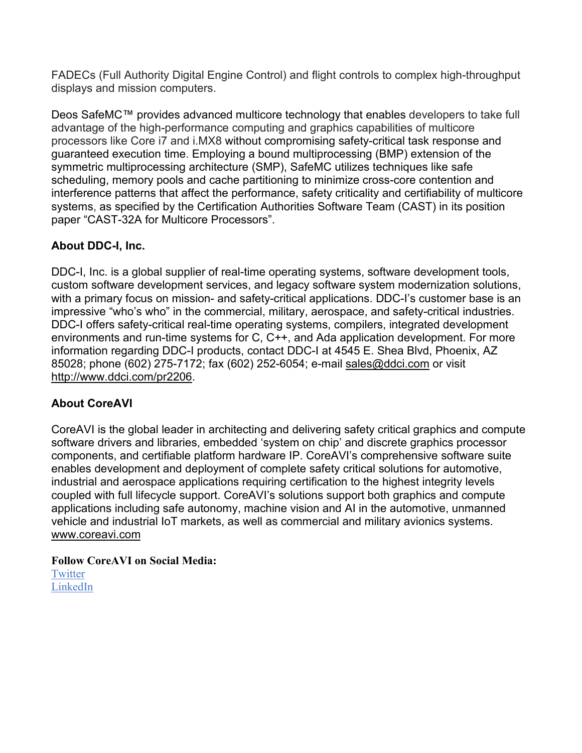FADECs (Full Authority Digital Engine Control) and flight controls to complex high-throughput displays and mission computers.

Deos SafeMC™ provides advanced multicore technology that enables developers to take full advantage of the high-performance computing and graphics capabilities of multicore processors like Core i7 and i.MX8 without compromising safety-critical task response and guaranteed execution time. Employing a bound multiprocessing (BMP) extension of the symmetric multiprocessing architecture (SMP), SafeMC utilizes techniques like safe scheduling, memory pools and cache partitioning to minimize cross-core contention and interference patterns that affect the performance, safety criticality and certifiability of multicore systems, as specified by the Certification Authorities Software Team (CAST) in its position paper "CAST-32A for Multicore Processors".

## About DDC-I, Inc.

DDC-I, Inc. is a global supplier of real-time operating systems, software development tools, custom software development services, and legacy software system modernization solutions, with a primary focus on mission- and safety-critical applications. DDC-I's customer base is an impressive "who's who" in the commercial, military, aerospace, and safety-critical industries. DDC-I offers safety-critical real-time operating systems, compilers, integrated development environments and run-time systems for C, C++, and Ada application development. For more information regarding DDC-I products, contact DDC-I at 4545 E. Shea Blvd, Phoenix, AZ 85028; phone (602) 275-7172; fax (602) 252-6054; e-mail sales@ddci.com or visit http://www.ddci.com/pr2206.

## About CoreAVI

CoreAVI is the global leader in architecting and delivering safety critical graphics and compute software drivers and libraries, embedded 'system on chip' and discrete graphics processor components, and certifiable platform hardware IP. CoreAVI's comprehensive software suite enables development and deployment of complete safety critical solutions for automotive, industrial and aerospace applications requiring certification to the highest integrity levels coupled with full lifecycle support. CoreAVI's solutions support both graphics and compute applications including safe autonomy, machine vision and AI in the automotive, unmanned vehicle and industrial IoT markets, as well as commercial and military avionics systems. www.coreavi.com

**Follow CoreAVI on Social Media:**
Twitter
LinkedIn